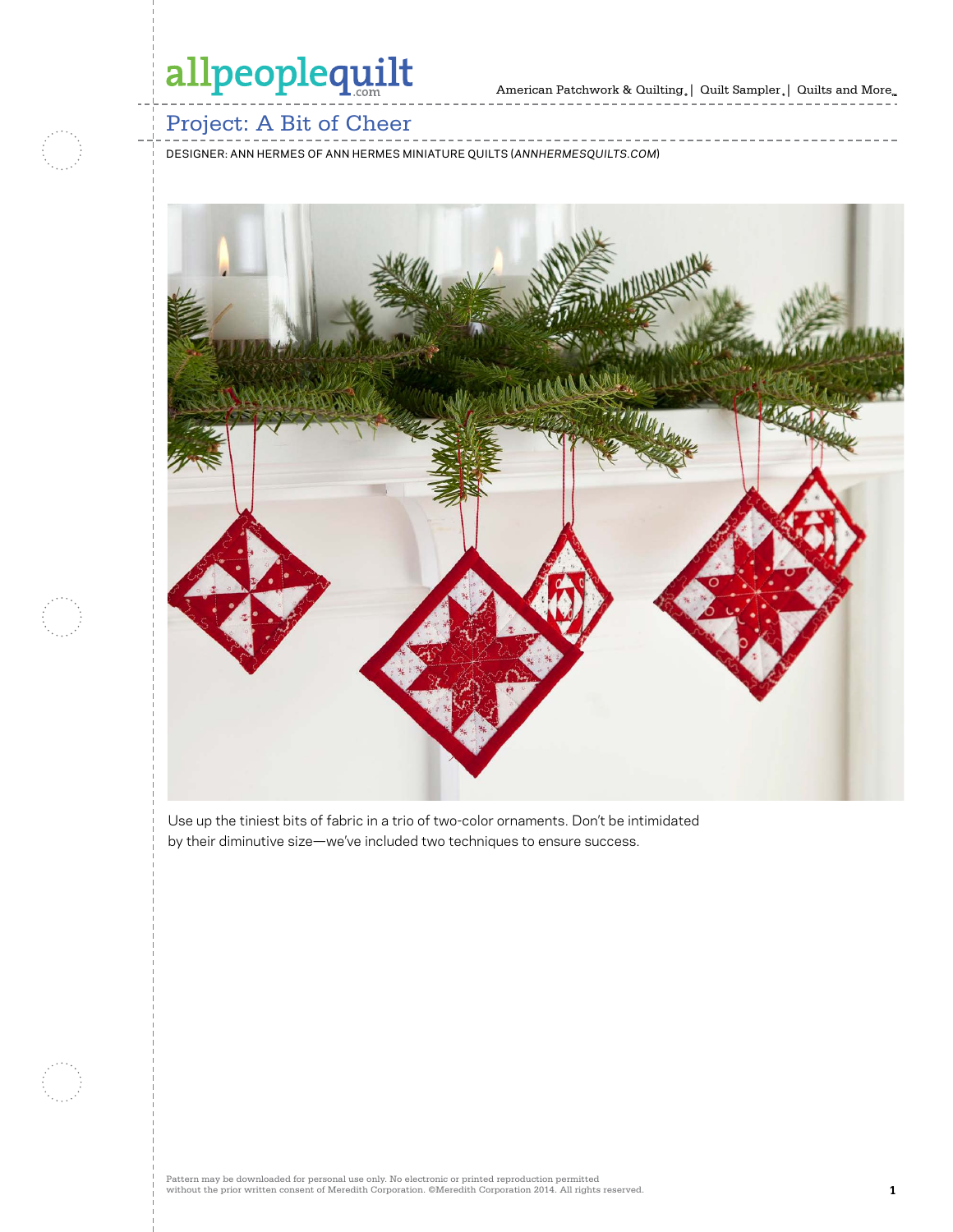# Project: A Bit of Cheer

DESIGNER: ANN HERMES OF ANN HERMES MINIATURE QUILTS (*ANNHERMESQUILTS.COM*)

Use up the tiniest bits of fabric in a trio of two-color ornaments. Don't be intimidated by their diminutive size—we've included two techniques to ensure success.

Pattern may be downloaded for personal use only. No electronic or printed reproduction permitted without the prior written consent of Meredith Corporation. ©Meredith Corporation 2014. All rights reserved.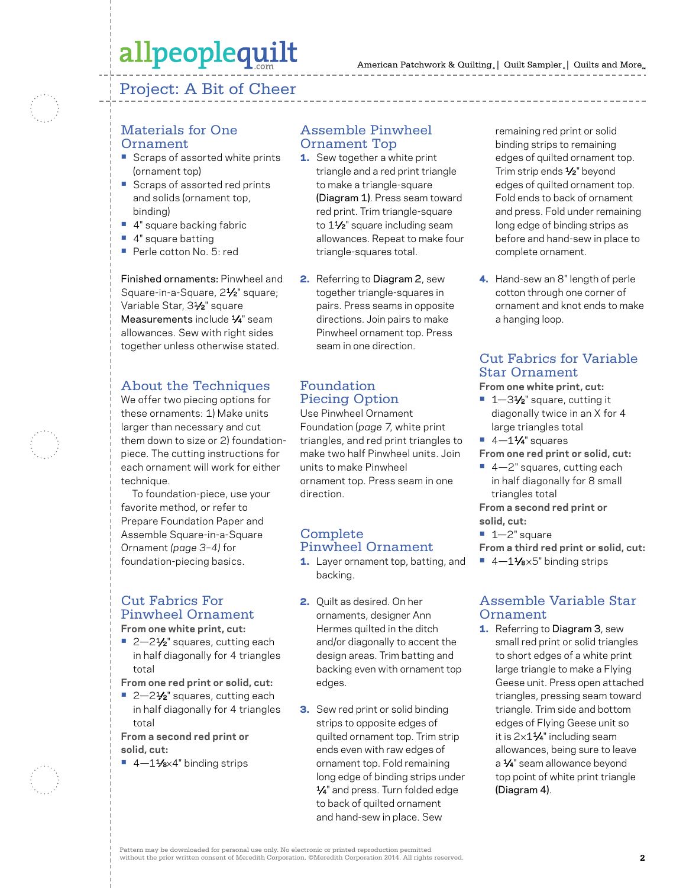# Project: A Bit of Cheer

## Materials for One Ornament

- Scraps of assorted white prints (ornament top)
- Scraps of assorted red prints and solids (ornament top, binding)
- 4" square backing fabric
- 4" square batting
- Perle cotton No. 5: red

**Finished ornaments:** Pinwheel and Square-in-a-Square, 2½" square; Variable Star, 3½" square

**Measurements** include ¼" seam allowances. Sew with right sides together unless otherwise stated.

## About the Techniques

We offer two piecing options for these ornaments: 1) Make units larger than necessary and cut them down to size or 2) foundation-piece. The cutting instructions for each ornament will work for either technique.

To foundation-piece, use your favorite method, or refer to Prepare Foundation Paper and Assemble Square-in-a-Square Ornament *(page 3–4)* for foundation-piecing basics.

## Cut Fabrics For Pinwheel Ornament

**From one white print, cut:**

- 2—2½" squares, cutting each in half diagonally for 4 triangles total

**From one red print or solid, cut:**

- 2—2½" squares, cutting each in half diagonally for 4 triangles total

**From a second red print or solid, cut:**

- 4—1⅛×4" binding strips

## Assemble Pinwheel Ornament Top

1. Sew together a white print triangle and a red print triangle to make a triangle-square **(Diagram 1)**. Press seam toward red print. Trim triangle-square to 1½" square including seam allowances. Repeat to make four triangle-squares total.
2. Referring to **Diagram 2**, sew together triangle-squares in pairs. Press seams in opposite directions. Join pairs to make Pinwheel ornament top. Press seam in one direction.

## Foundation Piecing Option

Use Pinwheel Ornament Foundation (*page 7*, white print triangles, and red print triangles to make two half Pinwheel units. Join units to make Pinwheel ornament top. Press seam in one direction.

## Complete Pinwheel Ornament

1. Layer ornament top, batting, and backing.
2. Quilt as desired. On her ornaments, designer Ann Hermes quilted in the ditch and/or diagonally to accent the design areas. Trim batting and backing even with ornament top edges.
3. Sew red print or solid binding strips to opposite edges of quilted ornament top. Trim strip ends even with raw edges of ornament top. Fold remaining long edge of binding strips under ¼" and press. Turn folded edge to back of quilted ornament and hand-sew in place. Sew remaining red print or solid binding strips to remaining edges of quilted ornament top. Trim strip ends ½" beyond edges of quilted ornament top. Fold ends to back of ornament and press. Fold under remaining long edge of binding strips as before and hand-sew in place to complete ornament.
4. Hand-sew an 8" length of perle cotton through one corner of ornament and knot ends to make a hanging loop.

## Cut Fabrics for Variable Star Ornament

**From one white print, cut:**

- 1—3½" square, cutting it diagonally twice in an X for 4 large triangles total
- 4—1¼" squares

**From one red print or solid, cut:**

- 4—2" squares, cutting each in half diagonally for 8 small triangles total

**From a second red print or solid, cut:**

- 1—2" square

**From a third red print or solid, cut:**

- 4—1⅛×5" binding strips

## Assemble Variable Star Ornament

1. Referring to **Diagram 3**, sew small red print or solid triangles to short edges of a white print large triangle to make a Flying Geese unit. Press open attached triangles, pressing seam toward triangle. Trim side and bottom edges of Flying Geese unit so it is 2×1¼" including seam allowances, being sure to leave a ¼" seam allowance beyond top point of white print triangle **(Diagram 4)**.

Pattern may be downloaded for personal use only. No electronic or printed reproduction permitted without the prior written consent of Meredith Corporation. ©Meredith Corporation 2014. All rights reserved.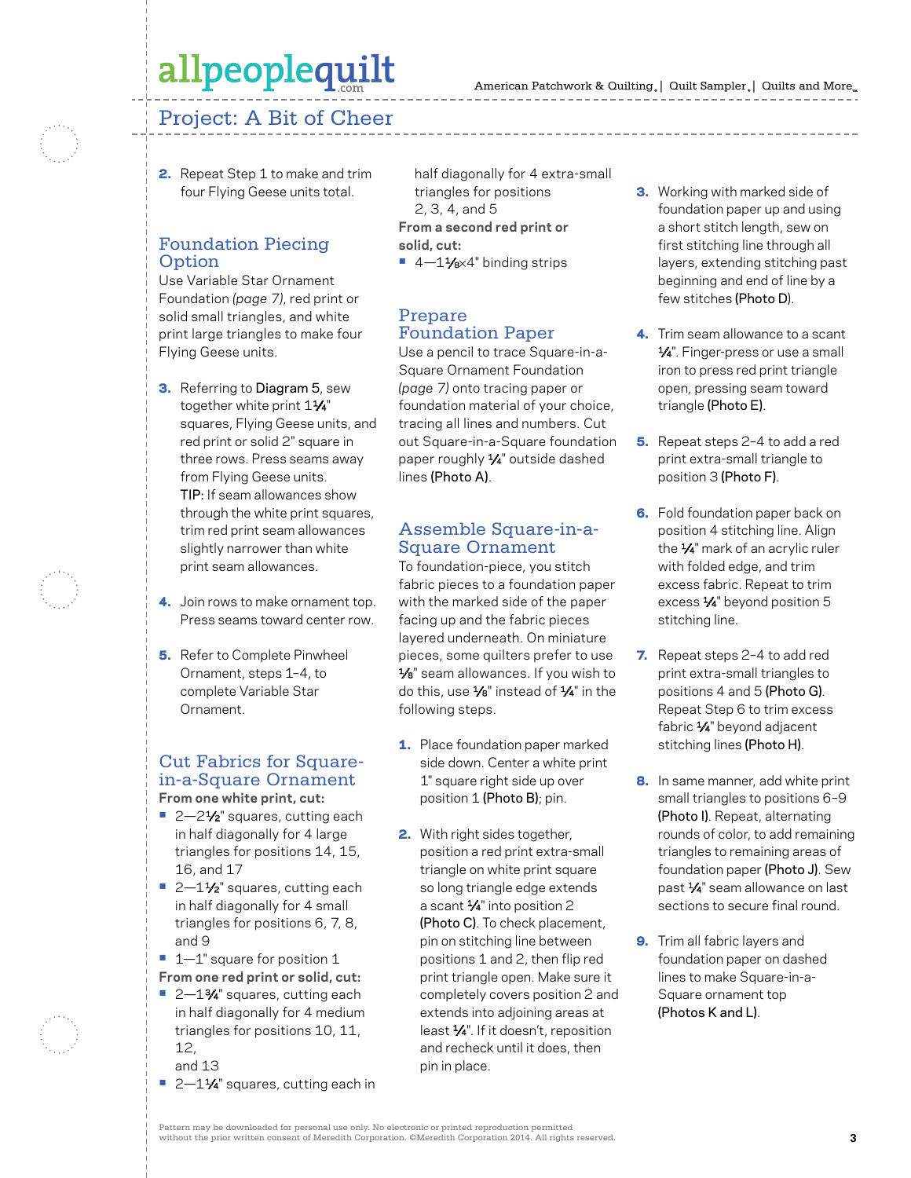2. Repeat Step 1 to make and trim four Flying Geese units total.

## Foundation Piecing Option

Use Variable Star Ornament Foundation *(page 7)*, red print or solid small triangles, and white print large triangles to make four Flying Geese units.

3. Referring to **Diagram 5**, sew together white print 1¼" squares, Flying Geese units, and red print or solid 2" square in three rows. Press seams away from Flying Geese units.
   TIP: If seam allowances show through the white print squares, trim red print seam allowances slightly narrower than white print seam allowances.

4. Join rows to make ornament top. Press seams toward center row.

5. Refer to Complete Pinwheel Ornament, steps 1–4, to complete Variable Star Ornament.

## Cut Fabrics for Square-in-a-Square Ornament

**From one white print, cut:**

- 2—2½" squares, cutting each in half diagonally for 4 large triangles for positions 14, 15, 16, and 17
- 2—1½" squares, cutting each in half diagonally for 4 small triangles for positions 6, 7, 8, and 9
- 1—1" square for position 1

**From one red print or solid, cut:**

- 2—1¾" squares, cutting each in half diagonally for 4 medium triangles for positions 10, 11, 12, and 13
- 2—1¼" squares, cutting each in half diagonally for 4 extra-small triangles for positions 2, 3, 4, and 5

**From a second red print or solid, cut:**

- 4—1⅛×4" binding strips

## Prepare Foundation Paper

Use a pencil to trace Square-in-a-Square Ornament Foundation *(page 7)* onto tracing paper or foundation material of your choice, tracing all lines and numbers. Cut out Square-in-a-Square foundation paper roughly ¼" outside dashed lines **(Photo A)**.

## Assemble Square-in-a-Square Ornament

To foundation-piece, you stitch fabric pieces to a foundation paper with the marked side of the paper facing up and the fabric pieces layered underneath. On miniature pieces, some quilters prefer to use ⅛" seam allowances. If you wish to do this, use ⅛" instead of ¼" in the following steps.

1. Place foundation paper marked side down. Center a white print 1" square right side up over position 1 **(Photo B)**; pin.

2. With right sides together, position a red print extra-small triangle on white print square so long triangle edge extends a scant ¼" into position 2 **(Photo C)**. To check placement, pin on stitching line between positions 1 and 2, then flip red print triangle open. Make sure it completely covers position 2 and extends into adjoining areas at least ¼". If it doesn't, reposition and recheck until it does, then pin in place.

3. Working with marked side of foundation paper up and using a short stitch length, sew on first stitching line through all layers, extending stitching past beginning and end of line by a few stitches **(Photo D)**.

4. Trim seam allowance to a scant ¼". Finger-press or use a small iron to press red print triangle open, pressing seam toward triangle **(Photo E)**.

5. Repeat steps 2–4 to add a red print extra-small triangle to position 3 **(Photo F)**.

6. Fold foundation paper back on position 4 stitching line. Align the ¼" mark of an acrylic ruler with folded edge, and trim excess fabric. Repeat to trim excess ¼" beyond position 5 stitching line.

7. Repeat steps 2–4 to add red print extra-small triangles to positions 4 and 5 **(Photo G)**. Repeat Step 6 to trim excess fabric ¼" beyond adjacent stitching lines **(Photo H)**.

8. In same manner, add white print small triangles to positions 6–9 **(Photo I)**. Repeat, alternating rounds of color, to add remaining triangles to remaining areas of foundation paper **(Photo J)**. Sew past ¼" seam allowance on last sections to secure final round.

9. Trim all fabric layers and foundation paper on dashed lines to make Square-in-a-Square ornament top **(Photos K and L)**.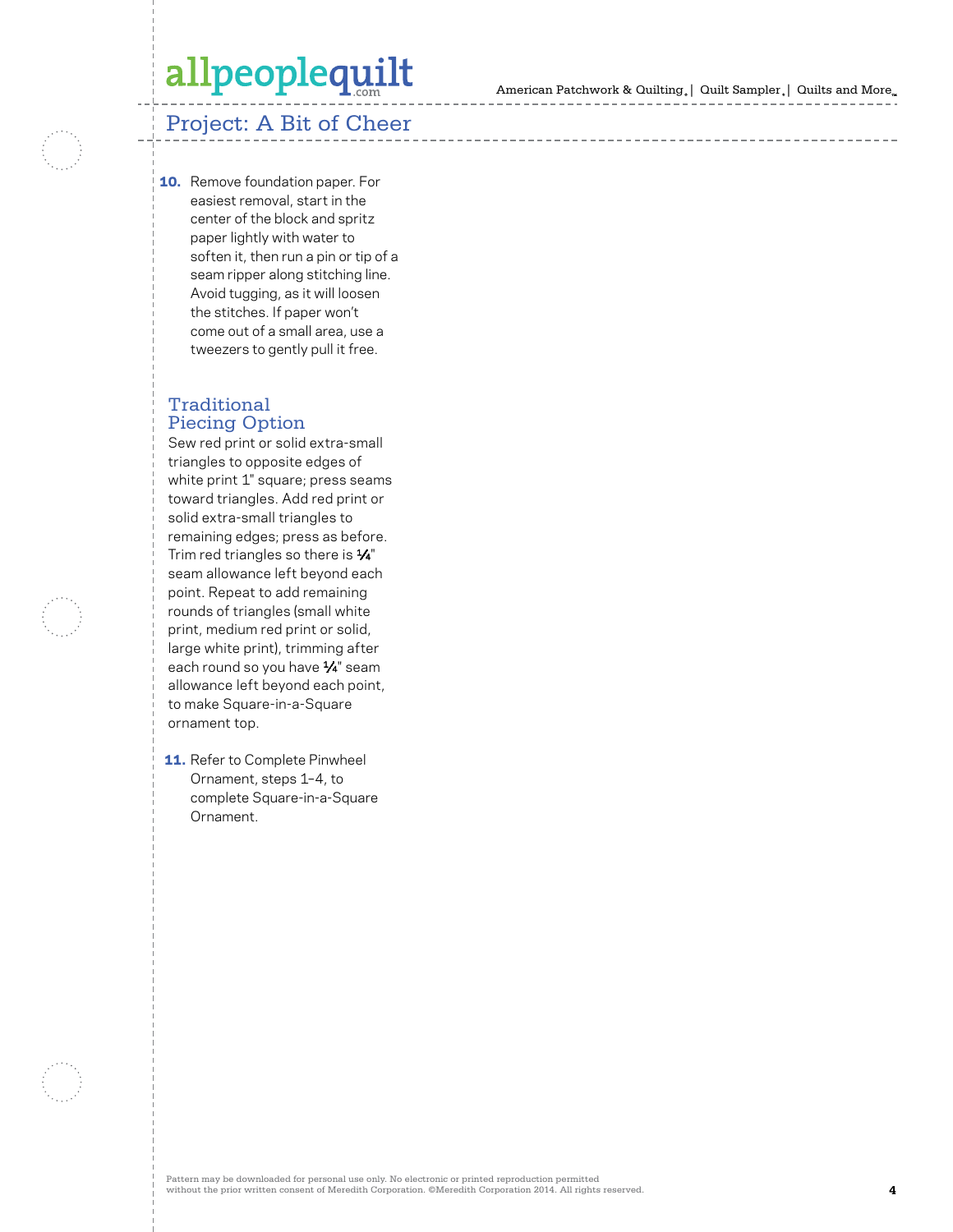## Project: A Bit of Cheer

**10.** Remove foundation paper. For easiest removal, start in the center of the block and spritz paper lightly with water to soften it, then run a pin or tip of a seam ripper along stitching line. Avoid tugging, as it will loosen the stitches. If paper won't come out of a small area, use a tweezers to gently pull it free.

### Traditional Piecing Option

Sew red print or solid extra-small triangles to opposite edges of white print 1" square; press seams toward triangles. Add red print or solid extra-small triangles to remaining edges; press as before. Trim red triangles so there is ¼" seam allowance left beyond each point. Repeat to add remaining rounds of triangles (small white print, medium red print or solid, large white print), trimming after each round so you have ¼" seam allowance left beyond each point, to make Square-in-a-Square ornament top.

**11.** Refer to Complete Pinwheel Ornament, steps 1–4, to complete Square-in-a-Square Ornament.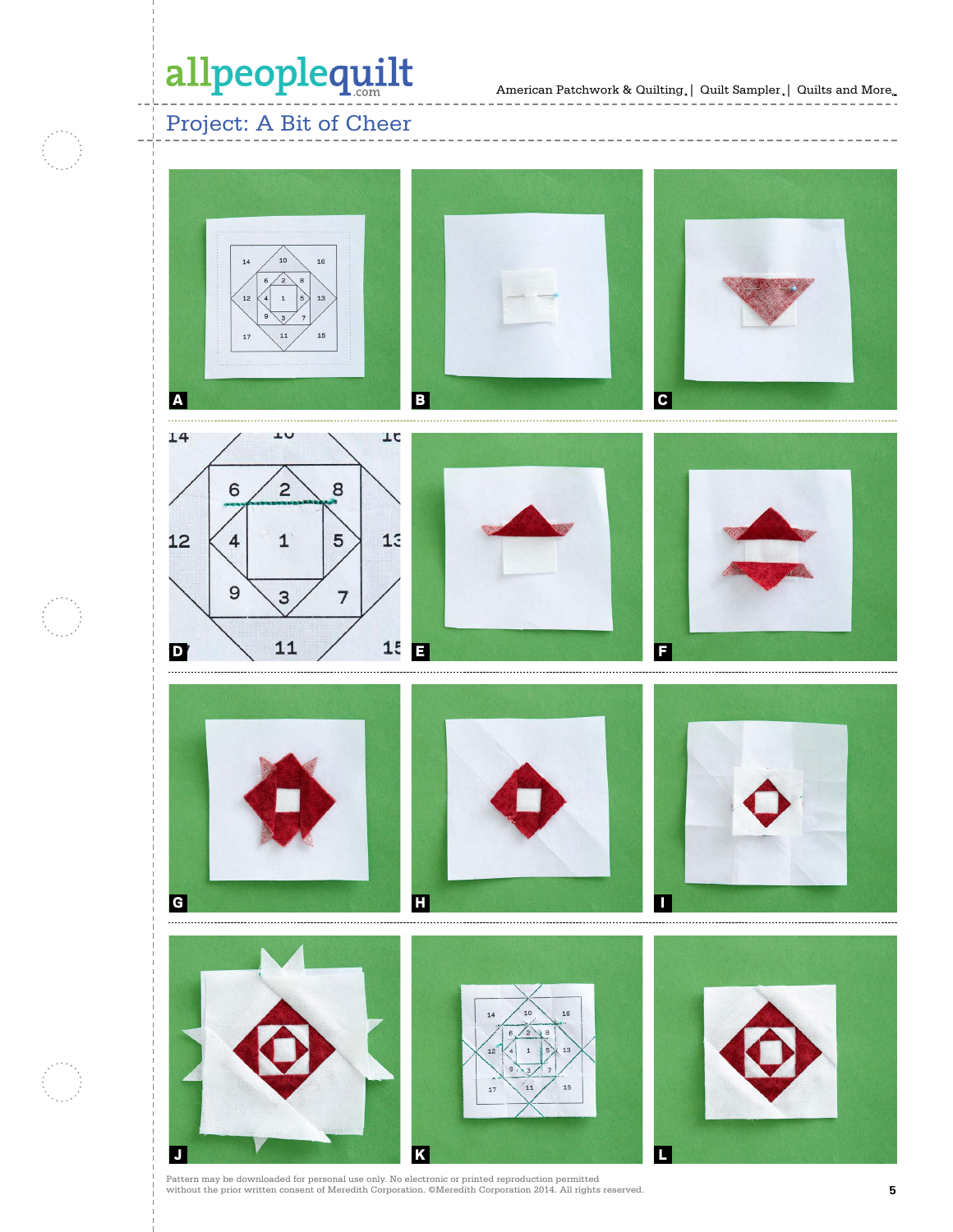## Project: A Bit of Cheer

A

B

C

D

E

F

G

H

I

J

K

L

Pattern may be downloaded for personal use only. No electronic or printed reproduction permitted without the prior written consent of Meredith Corporation. ©Meredith Corporation 2014. All rights reserved.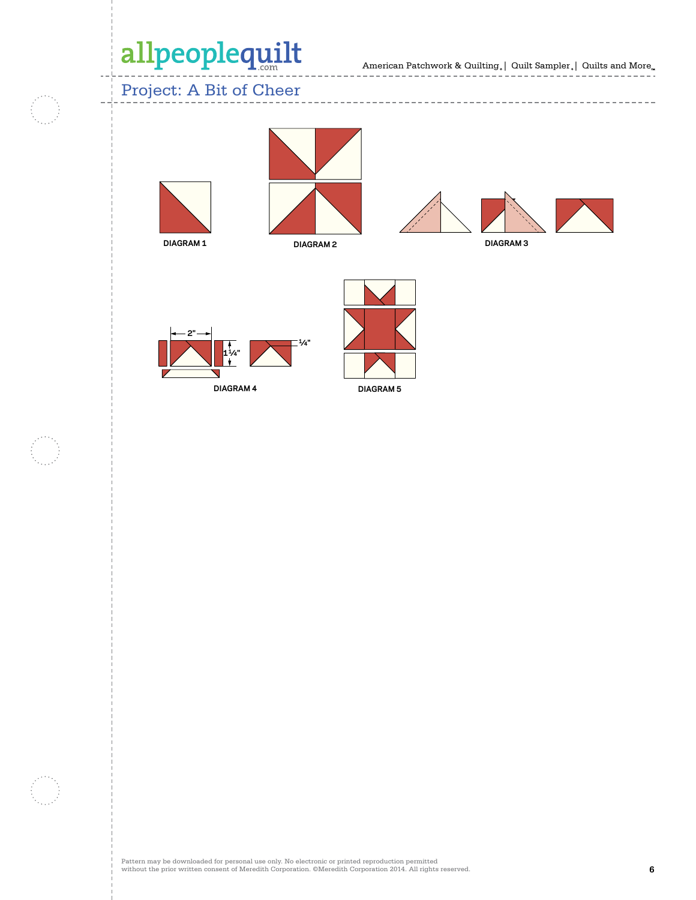## Project: A Bit of Cheer

DIAGRAM 1

DIAGRAM 2

DIAGRAM 3

2"

1¼"

¼"

DIAGRAM 4

DIAGRAM 5

Pattern may be downloaded for personal use only. No electronic or printed reproduction permitted without the prior written consent of Meredith Corporation. ©Meredith Corporation 2014. All rights reserved.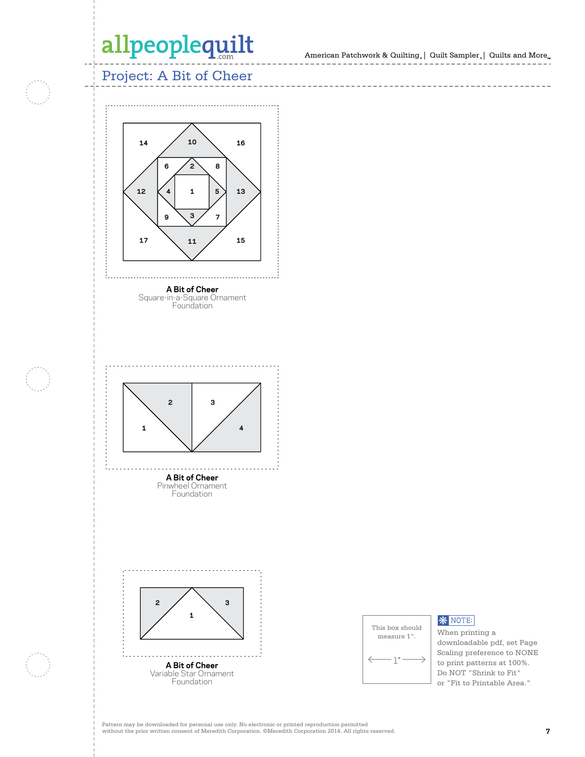## Project: A Bit of Cheer

14
10
16
6
2
8
12
4
1
5
13
9
3
7
17
11
15

**A Bit of Cheer**
Square-in-a-Square Ornament
Foundation

2
3
1
4

**A Bit of Cheer**
Pinwheel Ornament
Foundation

2
3
1

**A Bit of Cheer**
Variable Star Ornament
Foundation

This box should measure 1".

1"

NOTE:
When printing a downloadable pdf, set Page Scaling preference to NONE to print patterns at 100%. Do NOT "Shrink to Fit" or "Fit to Printable Area."

Pattern may be downloaded for personal use only. No electronic or printed reproduction permitted without the prior written consent of Meredith Corporation. ©Meredith Corporation 2014. All rights reserved.